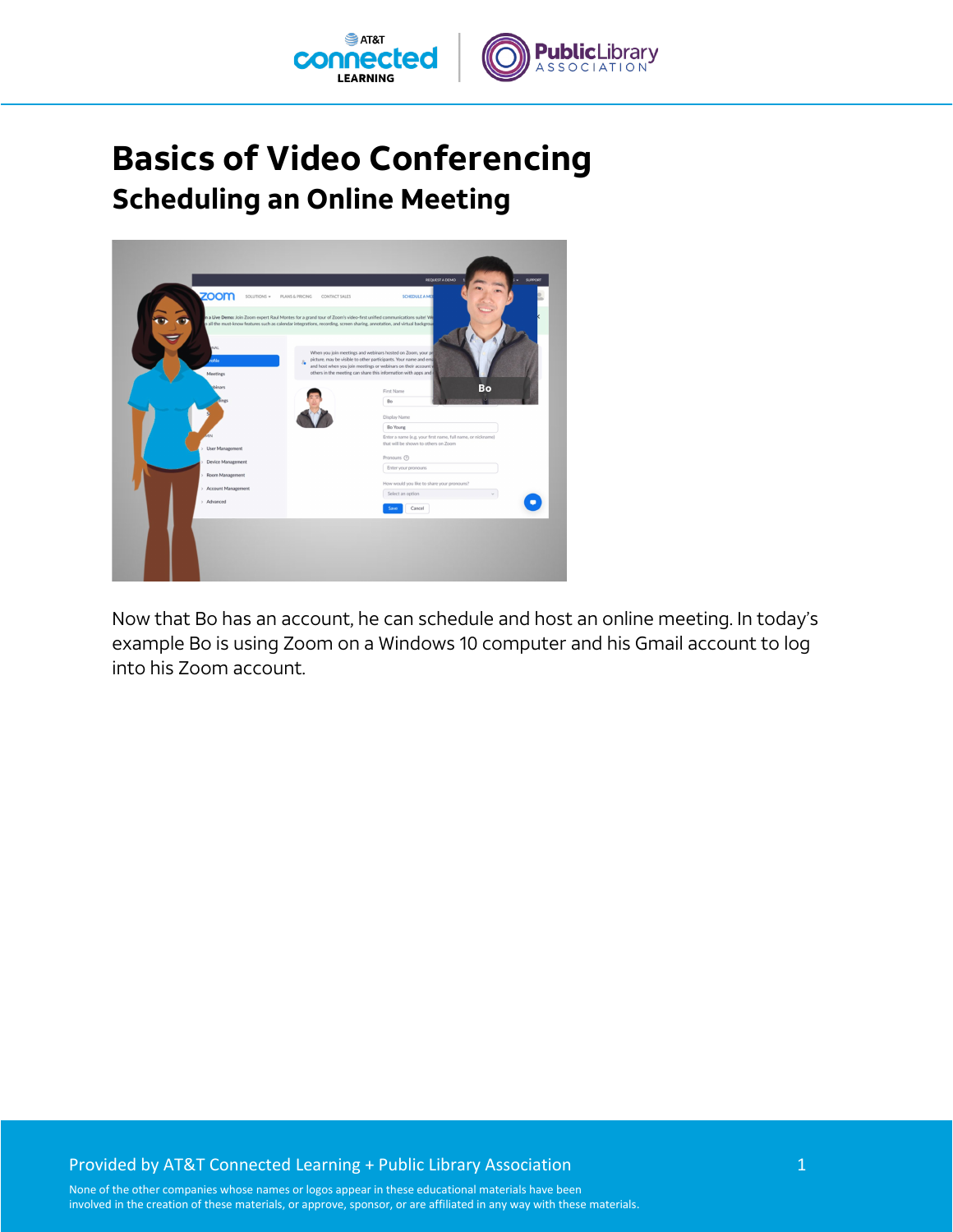# Basics of Video Conferencing

## Scheduling an Online Meeting

Now that Bo has an account, he can schedule and host an online meeting. In today's example Bo is using Zoom on a Windows 10 computer and his Gmail account to log into his Zoom account.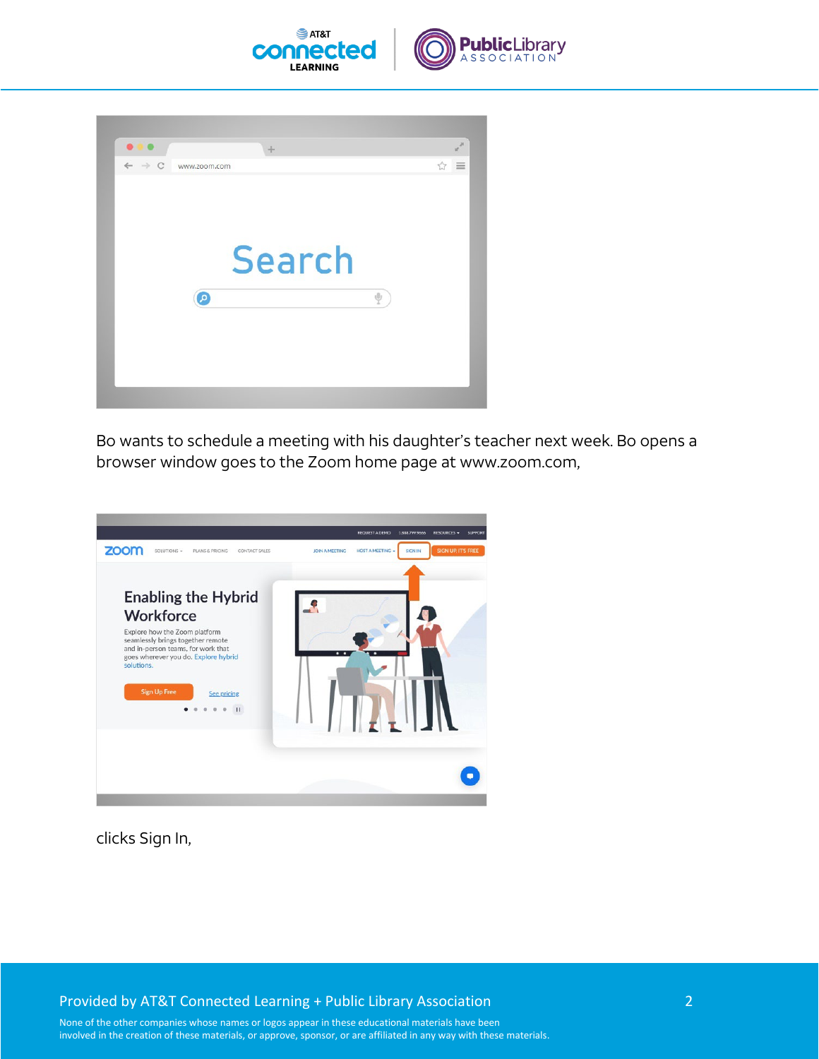Bo wants to schedule a meeting with his daughter's teacher next week. Bo opens a browser window goes to the Zoom home page at www.zoom.com,

clicks Sign In,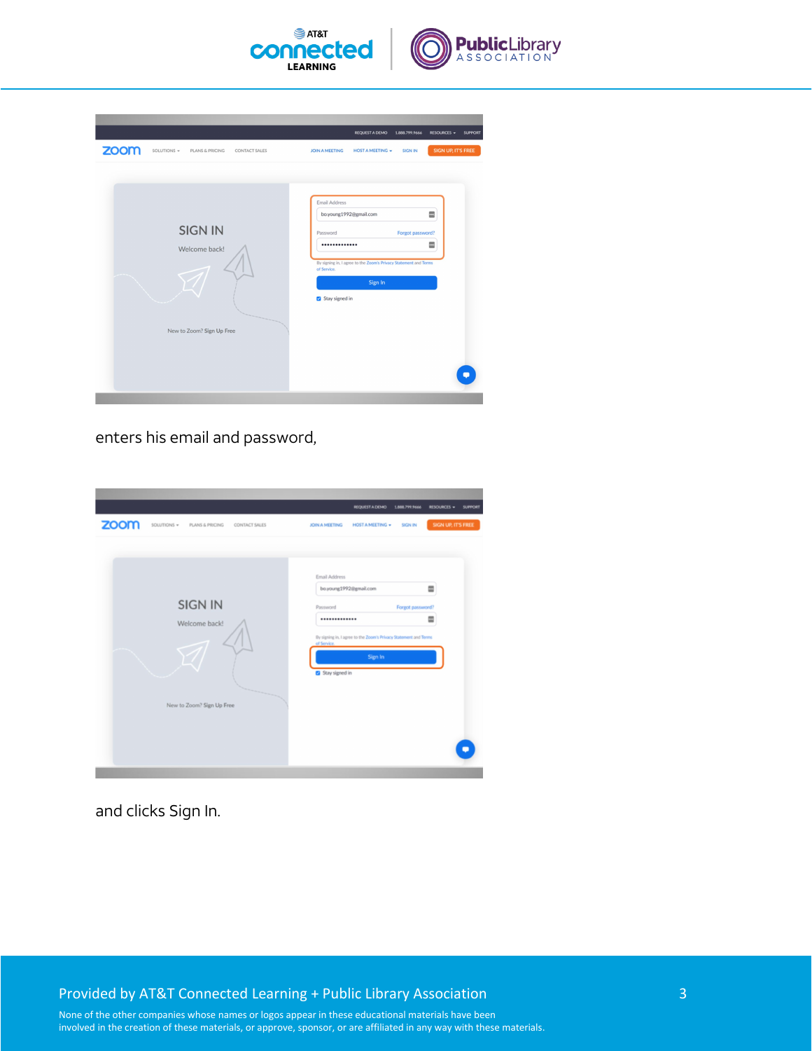enters his email and password,

and clicks Sign In.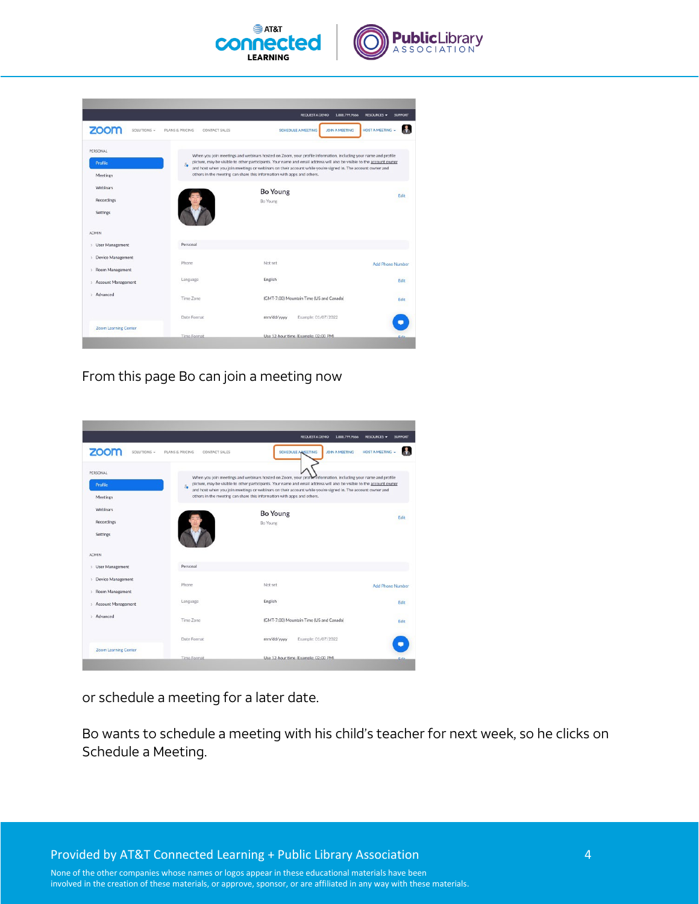From this page Bo can join a meeting now

or schedule a meeting for a later date.

Bo wants to schedule a meeting with his child's teacher for next week, so he clicks on Schedule a Meeting.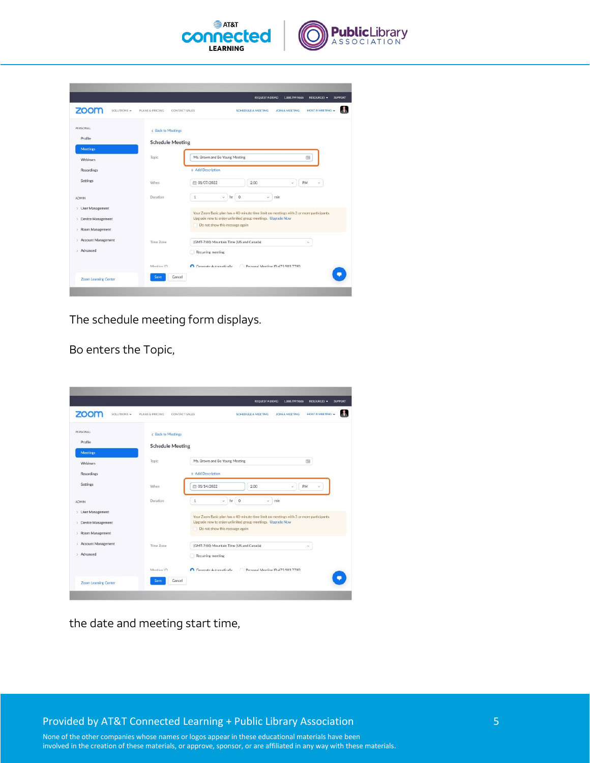The schedule meeting form displays.

Bo enters the Topic,

the date and meeting start time,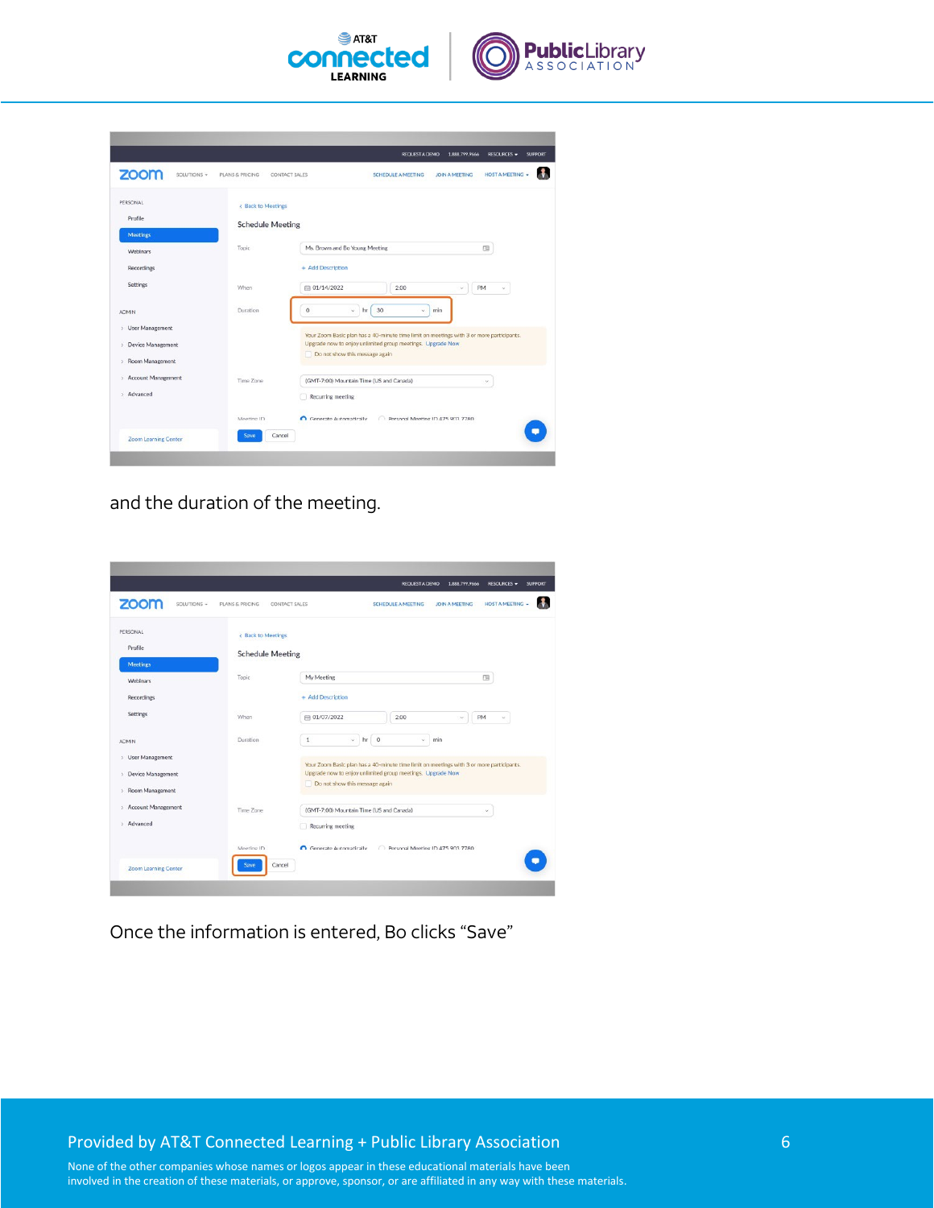and the duration of the meeting.

Once the information is entered, Bo clicks "Save"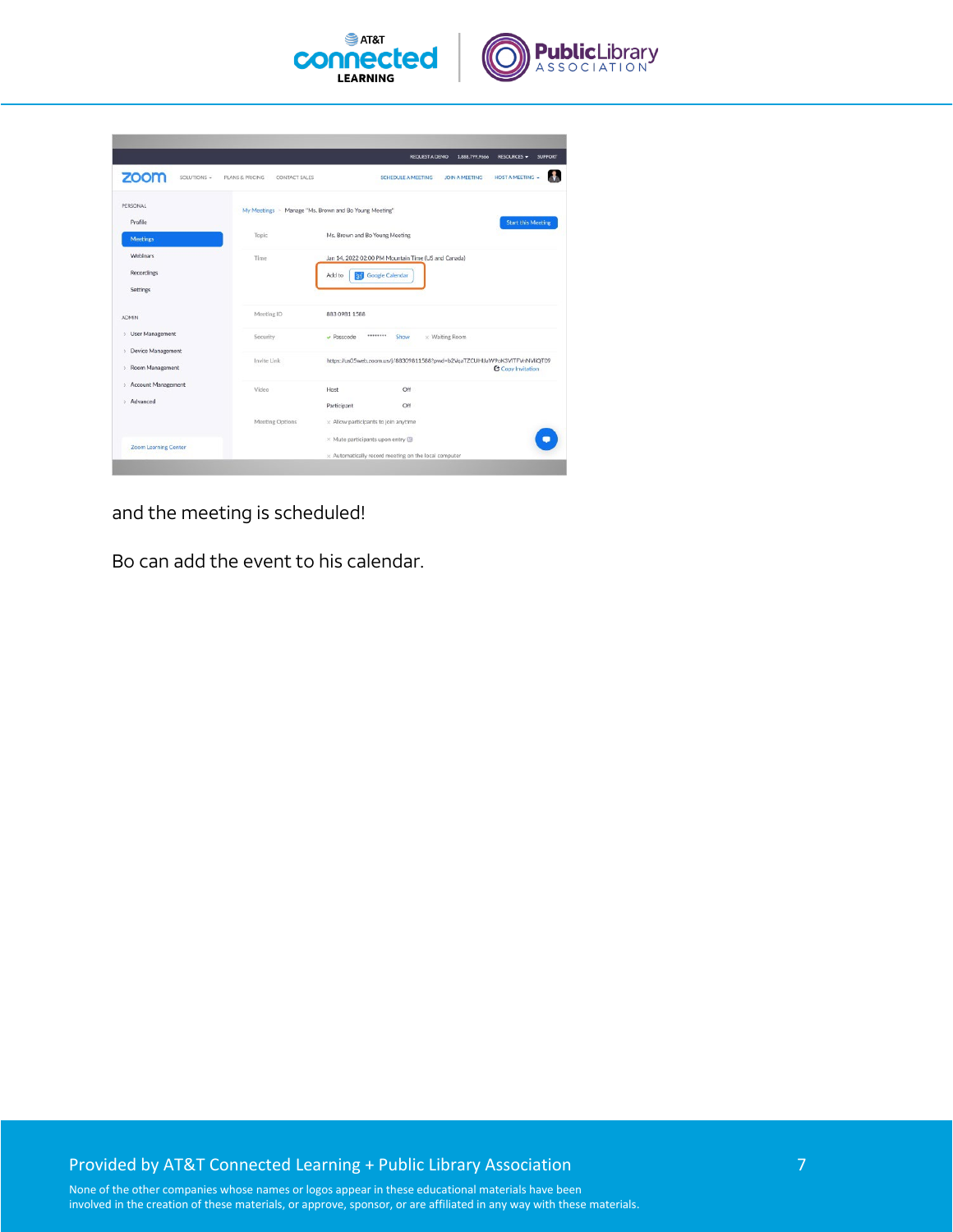and the meeting is scheduled!

Bo can add the event to his calendar.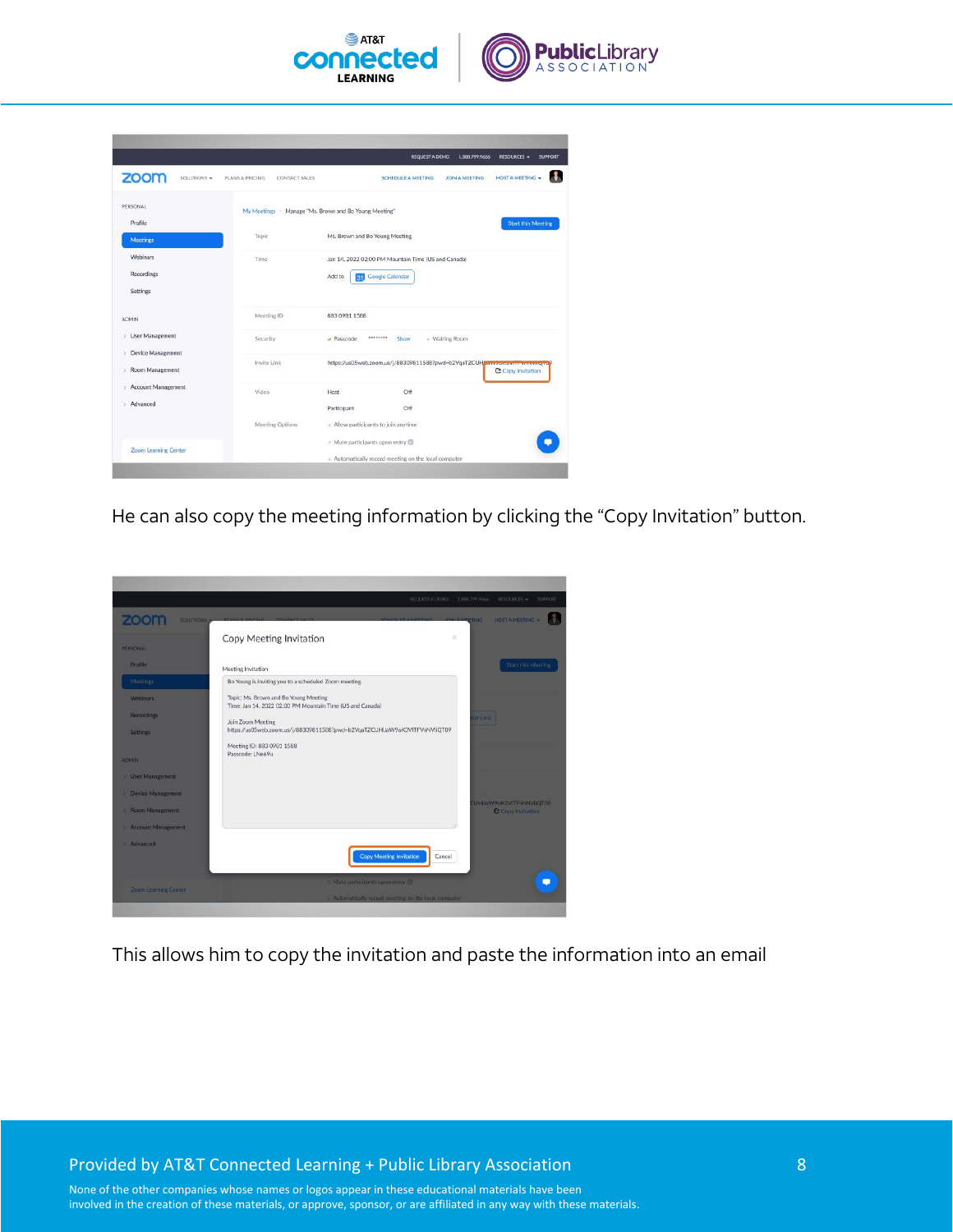He can also copy the meeting information by clicking the “Copy Invitation” button.

This allows him to copy the invitation and paste the information into an email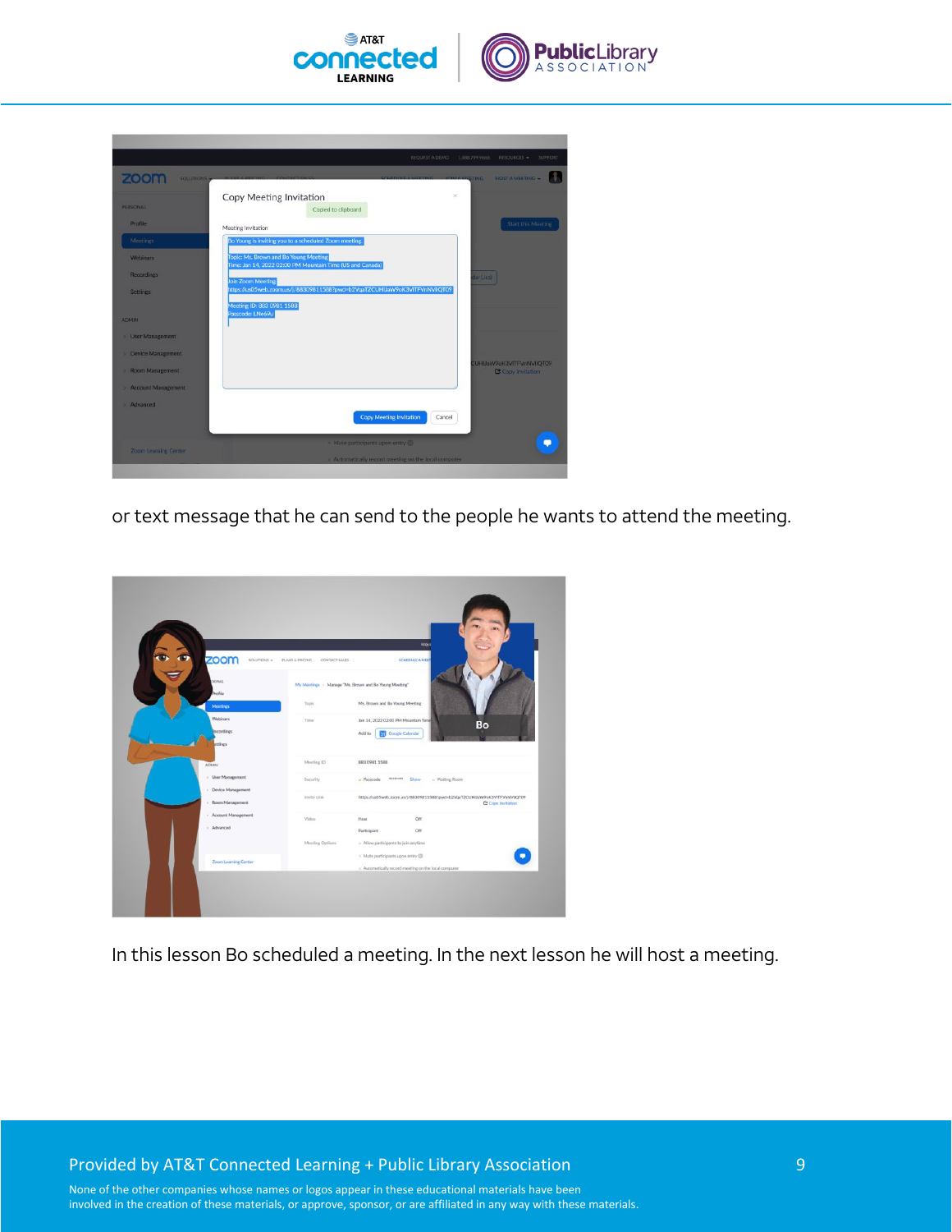or text message that he can send to the people he wants to attend the meeting.

In this lesson Bo scheduled a meeting. In the next lesson he will host a meeting.